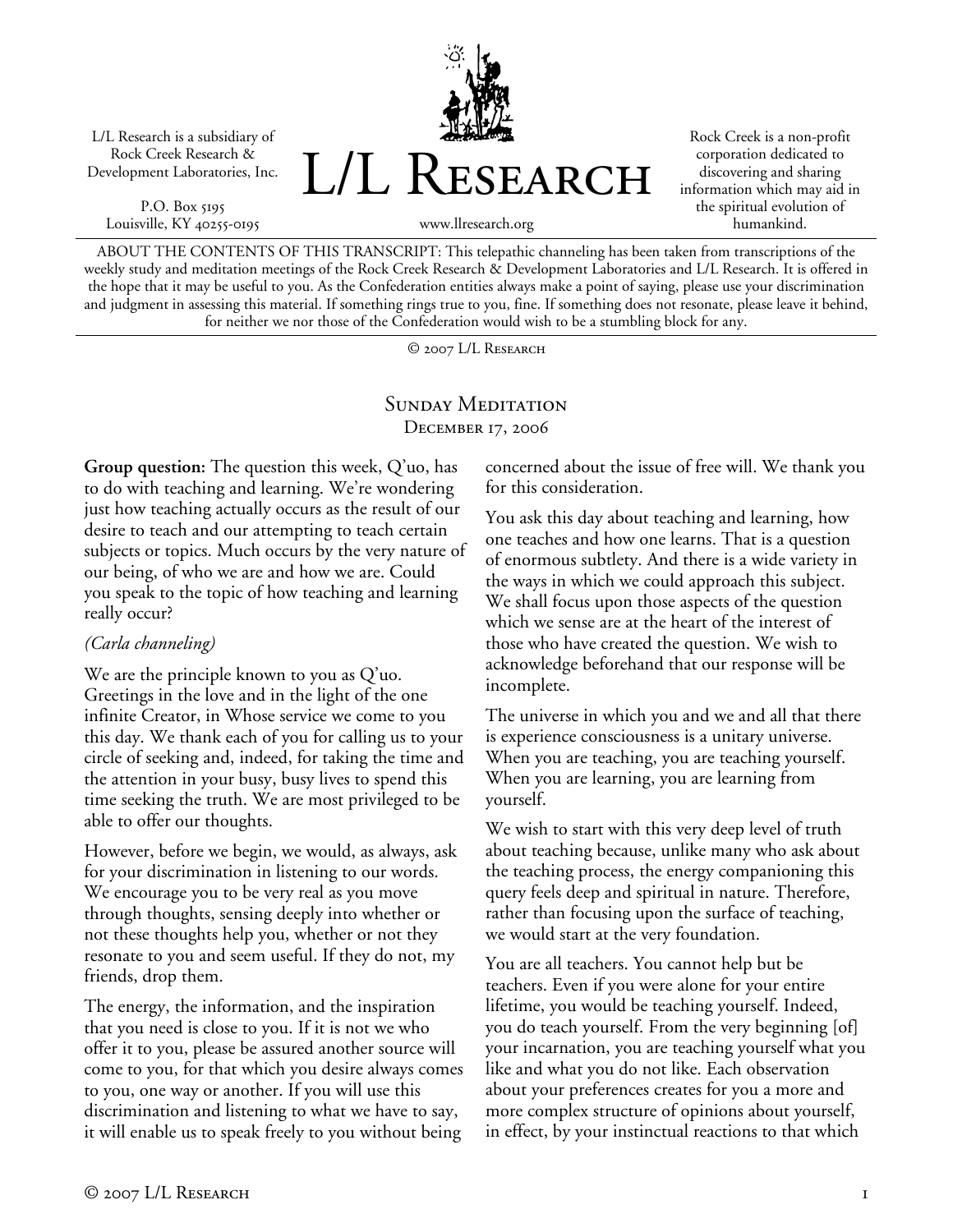L/L Research is a subsidiary of Rock Creek Research & Development Laboratories, Inc.

P.O. Box 5195
Louisville, KY 40255-0195

# L/L Research

www.llresearch.org

Rock Creek is a non-profit corporation dedicated to discovering and sharing information which may aid in the spiritual evolution of humankind.

ABOUT THE CONTENTS OF THIS TRANSCRIPT: This telepathic channeling has been taken from transcriptions of the weekly study and meditation meetings of the Rock Creek Research & Development Laboratories and L/L Research. It is offered in the hope that it may be useful to you. As the Confederation entities always make a point of saying, please use your discrimination and judgment in assessing this material. If something rings true to you, fine. If something does not resonate, please leave it behind, for neither we nor those of the Confederation would wish to be a stumbling block for any.

© 2007 L/L Research

## Sunday Meditation
December 17, 2006

**Group question:** The question this week, Q'uo, has to do with teaching and learning. We're wondering just how teaching actually occurs as the result of our desire to teach and our attempting to teach certain subjects or topics. Much occurs by the very nature of our being, of who we are and how we are. Could you speak to the topic of how teaching and learning really occur?

*(Carla channeling)*

We are the principle known to you as Q'uo. Greetings in the love and in the light of the one infinite Creator, in Whose service we come to you this day. We thank each of you for calling us to your circle of seeking and, indeed, for taking the time and the attention in your busy, busy lives to spend this time seeking the truth. We are most privileged to be able to offer our thoughts.

However, before we begin, we would, as always, ask for your discrimination in listening to our words. We encourage you to be very real as you move through thoughts, sensing deeply into whether or not these thoughts help you, whether or not they resonate to you and seem useful. If they do not, my friends, drop them.

The energy, the information, and the inspiration that you need is close to you. If it is not we who offer it to you, please be assured another source will come to you, for that which you desire always comes to you, one way or another. If you will use this discrimination and listening to what we have to say, it will enable us to speak freely to you without being concerned about the issue of free will. We thank you for this consideration.

You ask this day about teaching and learning, how one teaches and how one learns. That is a question of enormous subtlety. And there is a wide variety in the ways in which we could approach this subject. We shall focus upon those aspects of the question which we sense are at the heart of the interest of those who have created the question. We wish to acknowledge beforehand that our response will be incomplete.

The universe in which you and we and all that there is experience consciousness is a unitary universe. When you are teaching, you are teaching yourself. When you are learning, you are learning from yourself.

We wish to start with this very deep level of truth about teaching because, unlike many who ask about the teaching process, the energy companioning this query feels deep and spiritual in nature. Therefore, rather than focusing upon the surface of teaching, we would start at the very foundation.

You are all teachers. You cannot help but be teachers. Even if you were alone for your entire lifetime, you would be teaching yourself. Indeed, you do teach yourself. From the very beginning [of] your incarnation, you are teaching yourself what you like and what you do not like. Each observation about your preferences creates for you a more and more complex structure of opinions about yourself, in effect, by your instinctual reactions to that which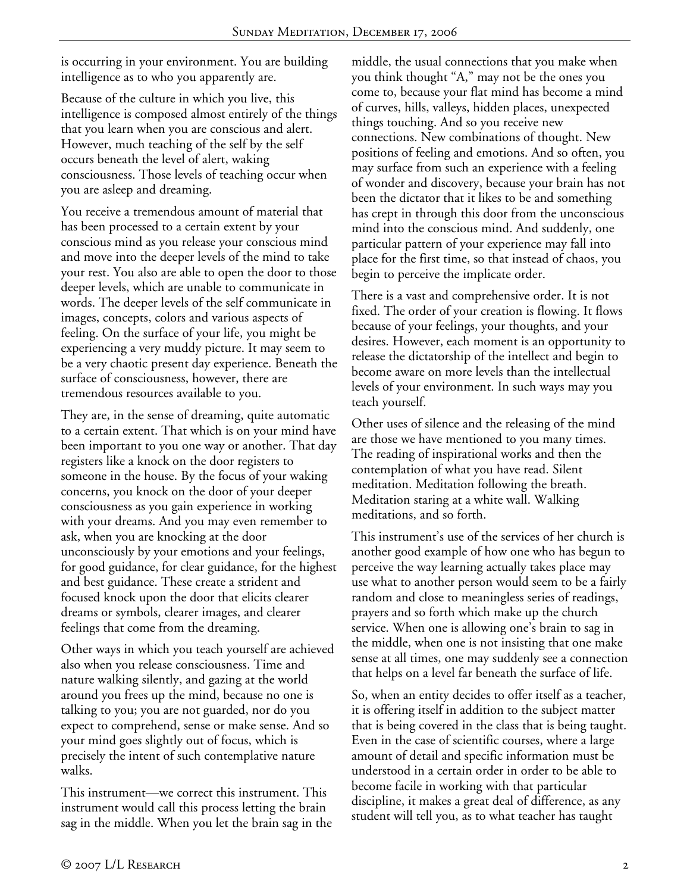is occurring in your environment. You are building intelligence as to who you apparently are.

Because of the culture in which you live, this intelligence is composed almost entirely of the things that you learn when you are conscious and alert. However, much teaching of the self by the self occurs beneath the level of alert, waking consciousness. Those levels of teaching occur when you are asleep and dreaming.

You receive a tremendous amount of material that has been processed to a certain extent by your conscious mind as you release your conscious mind and move into the deeper levels of the mind to take your rest. You also are able to open the door to those deeper levels, which are unable to communicate in words. The deeper levels of the self communicate in images, concepts, colors and various aspects of feeling. On the surface of your life, you might be experiencing a very muddy picture. It may seem to be a very chaotic present day experience. Beneath the surface of consciousness, however, there are tremendous resources available to you.

They are, in the sense of dreaming, quite automatic to a certain extent. That which is on your mind have been important to you one way or another. That day registers like a knock on the door registers to someone in the house. By the focus of your waking concerns, you knock on the door of your deeper consciousness as you gain experience in working with your dreams. And you may even remember to ask, when you are knocking at the door unconsciously by your emotions and your feelings, for good guidance, for clear guidance, for the highest and best guidance. These create a strident and focused knock upon the door that elicits clearer dreams or symbols, clearer images, and clearer feelings that come from the dreaming.

Other ways in which you teach yourself are achieved also when you release consciousness. Time and nature walking silently, and gazing at the world around you frees up the mind, because no one is talking to you; you are not guarded, nor do you expect to comprehend, sense or make sense. And so your mind goes slightly out of focus, which is precisely the intent of such contemplative nature walks.

This instrument—we correct this instrument. This instrument would call this process letting the brain sag in the middle. When you let the brain sag in the middle, the usual connections that you make when you think thought "A," may not be the ones you come to, because your flat mind has become a mind of curves, hills, valleys, hidden places, unexpected things touching. And so you receive new connections. New combinations of thought. New positions of feeling and emotions. And so often, you may surface from such an experience with a feeling of wonder and discovery, because your brain has not been the dictator that it likes to be and something has crept in through this door from the unconscious mind into the conscious mind. And suddenly, one particular pattern of your experience may fall into place for the first time, so that instead of chaos, you begin to perceive the implicate order.

There is a vast and comprehensive order. It is not fixed. The order of your creation is flowing. It flows because of your feelings, your thoughts, and your desires. However, each moment is an opportunity to release the dictatorship of the intellect and begin to become aware on more levels than the intellectual levels of your environment. In such ways may you teach yourself.

Other uses of silence and the releasing of the mind are those we have mentioned to you many times. The reading of inspirational works and then the contemplation of what you have read. Silent meditation. Meditation following the breath. Meditation staring at a white wall. Walking meditations, and so forth.

This instrument's use of the services of her church is another good example of how one who has begun to perceive the way learning actually takes place may use what to another person would seem to be a fairly random and close to meaningless series of readings, prayers and so forth which make up the church service. When one is allowing one's brain to sag in the middle, when one is not insisting that one make sense at all times, one may suddenly see a connection that helps on a level far beneath the surface of life.

So, when an entity decides to offer itself as a teacher, it is offering itself in addition to the subject matter that is being covered in the class that is being taught. Even in the case of scientific courses, where a large amount of detail and specific information must be understood in a certain order in order to be able to become facile in working with that particular discipline, it makes a great deal of difference, as any student will tell you, as to what teacher has taught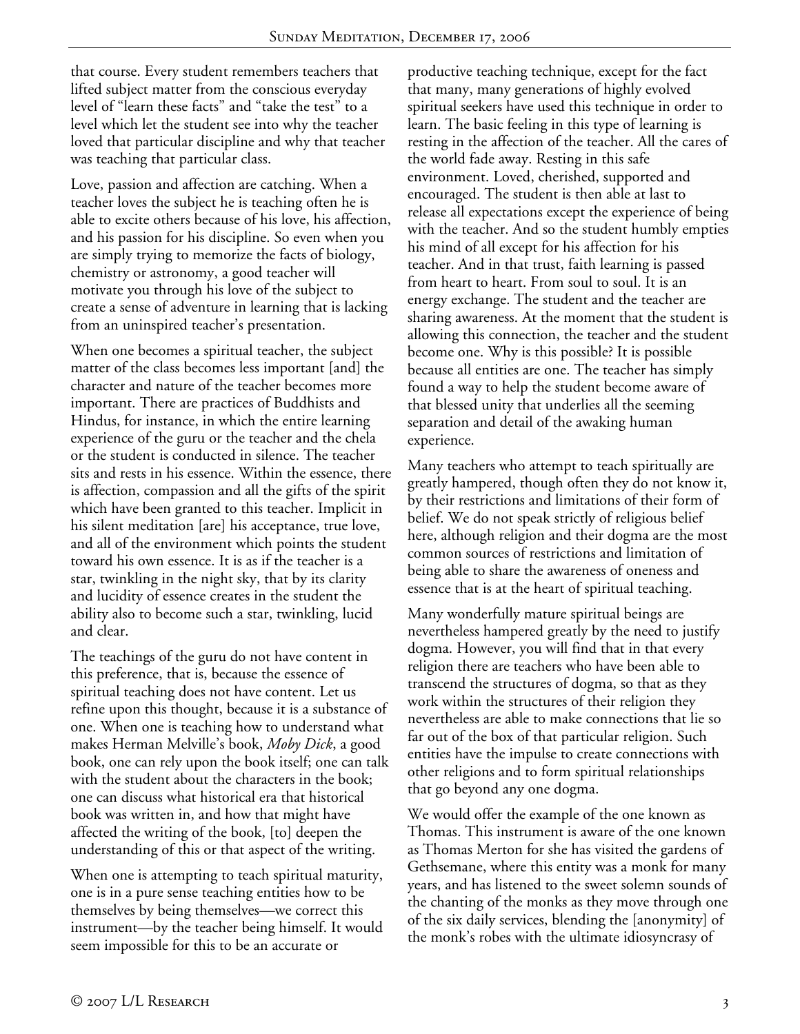that course. Every student remembers teachers that lifted subject matter from the conscious everyday level of "learn these facts" and "take the test" to a level which let the student see into why the teacher loved that particular discipline and why that teacher was teaching that particular class.

Love, passion and affection are catching. When a teacher loves the subject he is teaching often he is able to excite others because of his love, his affection, and his passion for his discipline. So even when you are simply trying to memorize the facts of biology, chemistry or astronomy, a good teacher will motivate you through his love of the subject to create a sense of adventure in learning that is lacking from an uninspired teacher's presentation.

When one becomes a spiritual teacher, the subject matter of the class becomes less important [and] the character and nature of the teacher becomes more important. There are practices of Buddhists and Hindus, for instance, in which the entire learning experience of the guru or the teacher and the chela or the student is conducted in silence. The teacher sits and rests in his essence. Within the essence, there is affection, compassion and all the gifts of the spirit which have been granted to this teacher. Implicit in his silent meditation [are] his acceptance, true love, and all of the environment which points the student toward his own essence. It is as if the teacher is a star, twinkling in the night sky, that by its clarity and lucidity of essence creates in the student the ability also to become such a star, twinkling, lucid and clear.

The teachings of the guru do not have content in this preference, that is, because the essence of spiritual teaching does not have content. Let us refine upon this thought, because it is a substance of one. When one is teaching how to understand what makes Herman Melville's book, *Moby Dick*, a good book, one can rely upon the book itself; one can talk with the student about the characters in the book; one can discuss what historical era that historical book was written in, and how that might have affected the writing of the book, [to] deepen the understanding of this or that aspect of the writing.

When one is attempting to teach spiritual maturity, one is in a pure sense teaching entities how to be themselves by being themselves—we correct this instrument—by the teacher being himself. It would seem impossible for this to be an accurate or productive teaching technique, except for the fact that many, many generations of highly evolved spiritual seekers have used this technique in order to learn. The basic feeling in this type of learning is resting in the affection of the teacher. All the cares of the world fade away. Resting in this safe environment. Loved, cherished, supported and encouraged. The student is then able at last to release all expectations except the experience of being with the teacher. And so the student humbly empties his mind of all except for his affection for his teacher. And in that trust, faith learning is passed from heart to heart. From soul to soul. It is an energy exchange. The student and the teacher are sharing awareness. At the moment that the student is allowing this connection, the teacher and the student become one. Why is this possible? It is possible because all entities are one. The teacher has simply found a way to help the student become aware of that blessed unity that underlies all the seeming separation and detail of the awaking human experience.

Many teachers who attempt to teach spiritually are greatly hampered, though often they do not know it, by their restrictions and limitations of their form of belief. We do not speak strictly of religious belief here, although religion and their dogma are the most common sources of restrictions and limitation of being able to share the awareness of oneness and essence that is at the heart of spiritual teaching.

Many wonderfully mature spiritual beings are nevertheless hampered greatly by the need to justify dogma. However, you will find that in that every religion there are teachers who have been able to transcend the structures of dogma, so that as they work within the structures of their religion they nevertheless are able to make connections that lie so far out of the box of that particular religion. Such entities have the impulse to create connections with other religions and to form spiritual relationships that go beyond any one dogma.

We would offer the example of the one known as Thomas. This instrument is aware of the one known as Thomas Merton for she has visited the gardens of Gethsemane, where this entity was a monk for many years, and has listened to the sweet solemn sounds of the chanting of the monks as they move through one of the six daily services, blending the [anonymity] of the monk's robes with the ultimate idiosyncrasy of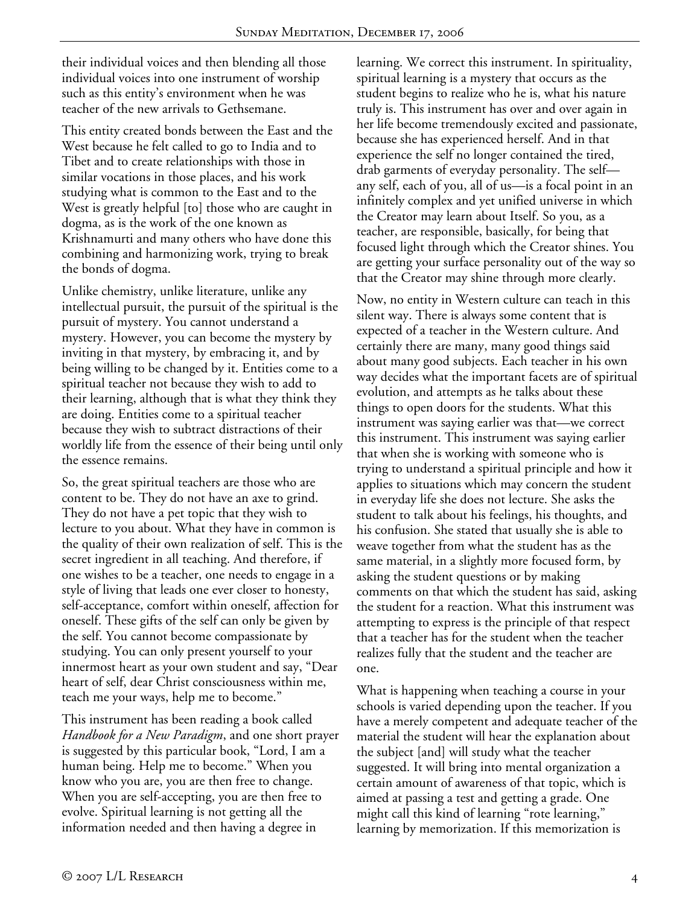their individual voices and then blending all those individual voices into one instrument of worship such as this entity's environment when he was teacher of the new arrivals to Gethsemane.

This entity created bonds between the East and the West because he felt called to go to India and to Tibet and to create relationships with those in similar vocations in those places, and his work studying what is common to the East and to the West is greatly helpful [to] those who are caught in dogma, as is the work of the one known as Krishnamurti and many others who have done this combining and harmonizing work, trying to break the bonds of dogma.

Unlike chemistry, unlike literature, unlike any intellectual pursuit, the pursuit of the spiritual is the pursuit of mystery. You cannot understand a mystery. However, you can become the mystery by inviting in that mystery, by embracing it, and by being willing to be changed by it. Entities come to a spiritual teacher not because they wish to add to their learning, although that is what they think they are doing. Entities come to a spiritual teacher because they wish to subtract distractions of their worldly life from the essence of their being until only the essence remains.

So, the great spiritual teachers are those who are content to be. They do not have an axe to grind. They do not have a pet topic that they wish to lecture to you about. What they have in common is the quality of their own realization of self. This is the secret ingredient in all teaching. And therefore, if one wishes to be a teacher, one needs to engage in a style of living that leads one ever closer to honesty, self-acceptance, comfort within oneself, affection for oneself. These gifts of the self can only be given by the self. You cannot become compassionate by studying. You can only present yourself to your innermost heart as your own student and say, "Dear heart of self, dear Christ consciousness within me, teach me your ways, help me to become."

This instrument has been reading a book called *Handbook for a New Paradigm*, and one short prayer is suggested by this particular book, "Lord, I am a human being. Help me to become." When you know who you are, you are then free to change. When you are self-accepting, you are then free to evolve. Spiritual learning is not getting all the information needed and then having a degree in learning. We correct this instrument. In spirituality, spiritual learning is a mystery that occurs as the student begins to realize who he is, what his nature truly is. This instrument has over and over again in her life become tremendously excited and passionate, because she has experienced herself. And in that experience the self no longer contained the tired, drab garments of everyday personality. The self—any self, each of you, all of us—is a focal point in an infinitely complex and yet unified universe in which the Creator may learn about Itself. So you, as a teacher, are responsible, basically, for being that focused light through which the Creator shines. You are getting your surface personality out of the way so that the Creator may shine through more clearly.

Now, no entity in Western culture can teach in this silent way. There is always some content that is expected of a teacher in the Western culture. And certainly there are many, many good things said about many good subjects. Each teacher in his own way decides what the important facets are of spiritual evolution, and attempts as he talks about these things to open doors for the students. What this instrument was saying earlier was that—we correct this instrument. This instrument was saying earlier that when she is working with someone who is trying to understand a spiritual principle and how it applies to situations which may concern the student in everyday life she does not lecture. She asks the student to talk about his feelings, his thoughts, and his confusion. She stated that usually she is able to weave together from what the student has as the same material, in a slightly more focused form, by asking the student questions or by making comments on that which the student has said, asking the student for a reaction. What this instrument was attempting to express is the principle of that respect that a teacher has for the student when the teacher realizes fully that the student and the teacher are one.

What is happening when teaching a course in your schools is varied depending upon the teacher. If you have a merely competent and adequate teacher of the material the student will hear the explanation about the subject [and] will study what the teacher suggested. It will bring into mental organization a certain amount of awareness of that topic, which is aimed at passing a test and getting a grade. One might call this kind of learning "rote learning," learning by memorization. If this memorization is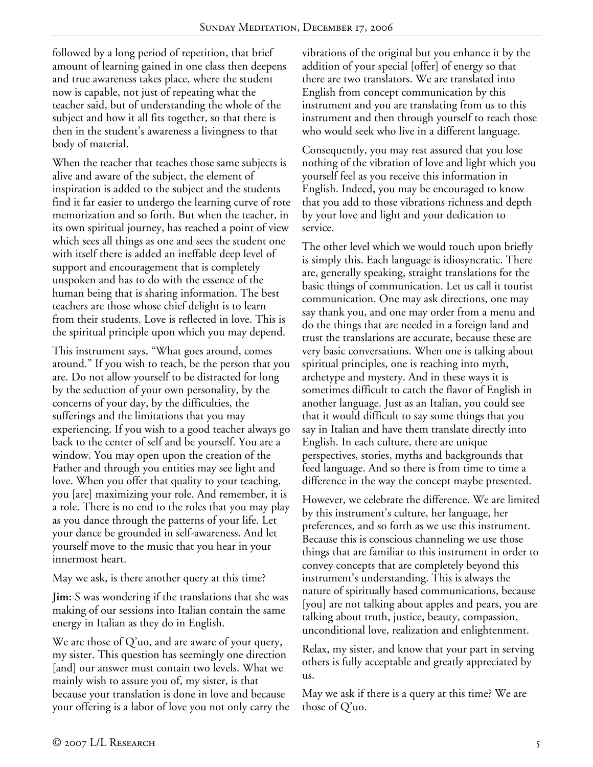followed by a long period of repetition, that brief amount of learning gained in one class then deepens and true awareness takes place, where the student now is capable, not just of repeating what the teacher said, but of understanding the whole of the subject and how it all fits together, so that there is then in the student's awareness a livingness to that body of material.

When the teacher that teaches those same subjects is alive and aware of the subject, the element of inspiration is added to the subject and the students find it far easier to undergo the learning curve of rote memorization and so forth. But when the teacher, in its own spiritual journey, has reached a point of view which sees all things as one and sees the student one with itself there is added an ineffable deep level of support and encouragement that is completely unspoken and has to do with the essence of the human being that is sharing information. The best teachers are those whose chief delight is to learn from their students. Love is reflected in love. This is the spiritual principle upon which you may depend.

This instrument says, "What goes around, comes around." If you wish to teach, be the person that you are. Do not allow yourself to be distracted for long by the seduction of your own personality, by the concerns of your day, by the difficulties, the sufferings and the limitations that you may experiencing. If you wish to a good teacher always go back to the center of self and be yourself. You are a window. You may open upon the creation of the Father and through you entities may see light and love. When you offer that quality to your teaching, you [are] maximizing your role. And remember, it is a role. There is no end to the roles that you may play as you dance through the patterns of your life. Let your dance be grounded in self-awareness. And let yourself move to the music that you hear in your innermost heart.

May we ask, is there another query at this time?

**Jim:** S was wondering if the translations that she was making of our sessions into Italian contain the same energy in Italian as they do in English.

We are those of Q'uo, and are aware of your query, my sister. This question has seemingly one direction [and] our answer must contain two levels. What we mainly wish to assure you of, my sister, is that because your translation is done in love and because your offering is a labor of love you not only carry the vibrations of the original but you enhance it by the addition of your special [offer] of energy so that there are two translators. We are translated into English from concept communication by this instrument and you are translating from us to this instrument and then through yourself to reach those who would seek who live in a different language.

Consequently, you may rest assured that you lose nothing of the vibration of love and light which you yourself feel as you receive this information in English. Indeed, you may be encouraged to know that you add to those vibrations richness and depth by your love and light and your dedication to service.

The other level which we would touch upon briefly is simply this. Each language is idiosyncratic. There are, generally speaking, straight translations for the basic things of communication. Let us call it tourist communication. One may ask directions, one may say thank you, and one may order from a menu and do the things that are needed in a foreign land and trust the translations are accurate, because these are very basic conversations. When one is talking about spiritual principles, one is reaching into myth, archetype and mystery. And in these ways it is sometimes difficult to catch the flavor of English in another language. Just as an Italian, you could see that it would difficult to say some things that you say in Italian and have them translate directly into English. In each culture, there are unique perspectives, stories, myths and backgrounds that feed language. And so there is from time to time a difference in the way the concept maybe presented.

However, we celebrate the difference. We are limited by this instrument's culture, her language, her preferences, and so forth as we use this instrument. Because this is conscious channeling we use those things that are familiar to this instrument in order to convey concepts that are completely beyond this instrument's understanding. This is always the nature of spiritually based communications, because [you] are not talking about apples and pears, you are talking about truth, justice, beauty, compassion, unconditional love, realization and enlightenment.

Relax, my sister, and know that your part in serving others is fully acceptable and greatly appreciated by us.

May we ask if there is a query at this time? We are those of Q'uo.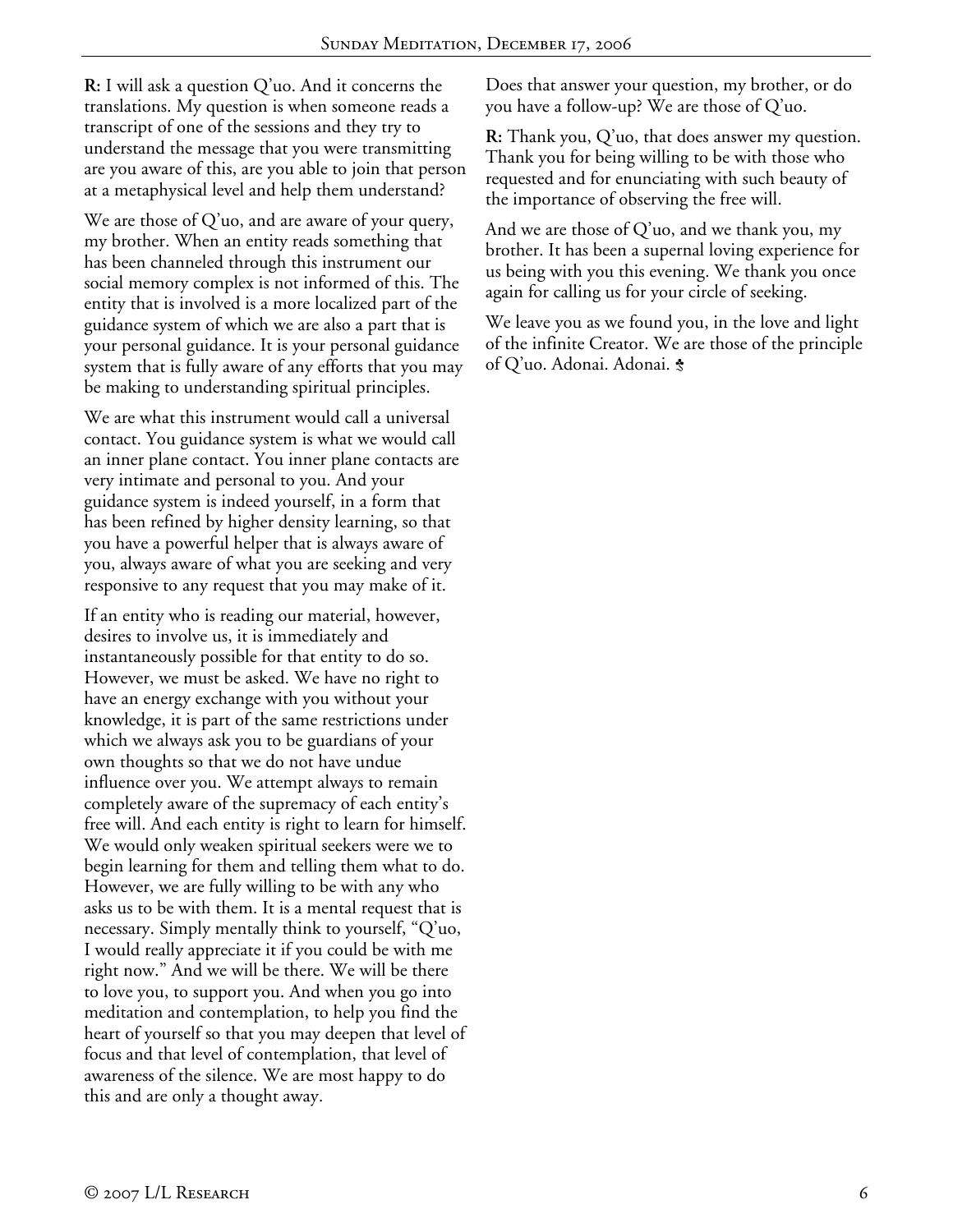**R:** I will ask a question Q'uo. And it concerns the translations. My question is when someone reads a transcript of one of the sessions and they try to understand the message that you were transmitting are you aware of this, are you able to join that person at a metaphysical level and help them understand?

We are those of Q'uo, and are aware of your query, my brother. When an entity reads something that has been channeled through this instrument our social memory complex is not informed of this. The entity that is involved is a more localized part of the guidance system of which we are also a part that is your personal guidance. It is your personal guidance system that is fully aware of any efforts that you may be making to understanding spiritual principles.

We are what this instrument would call a universal contact. You guidance system is what we would call an inner plane contact. You inner plane contacts are very intimate and personal to you. And your guidance system is indeed yourself, in a form that has been refined by higher density learning, so that you have a powerful helper that is always aware of you, always aware of what you are seeking and very responsive to any request that you may make of it.

If an entity who is reading our material, however, desires to involve us, it is immediately and instantaneously possible for that entity to do so. However, we must be asked. We have no right to have an energy exchange with you without your knowledge, it is part of the same restrictions under which we always ask you to be guardians of your own thoughts so that we do not have undue influence over you. We attempt always to remain completely aware of the supremacy of each entity's free will. And each entity is right to learn for himself. We would only weaken spiritual seekers were we to begin learning for them and telling them what to do. However, we are fully willing to be with any who asks us to be with them. It is a mental request that is necessary. Simply mentally think to yourself, "Q'uo, I would really appreciate it if you could be with me right now." And we will be there. We will be there to love you, to support you. And when you go into meditation and contemplation, to help you find the heart of yourself so that you may deepen that level of focus and that level of contemplation, that level of awareness of the silence. We are most happy to do this and are only a thought away.

Does that answer your question, my brother, or do you have a follow-up? We are those of Q'uo.

**R:** Thank you, Q'uo, that does answer my question. Thank you for being willing to be with those who requested and for enunciating with such beauty of the importance of observing the free will.

And we are those of Q'uo, and we thank you, my brother. It has been a supernal loving experience for us being with you this evening. We thank you once again for calling us for your circle of seeking.

We leave you as we found you, in the love and light of the infinite Creator. We are those of the principle of Q'uo. Adonai. Adonai. ☙